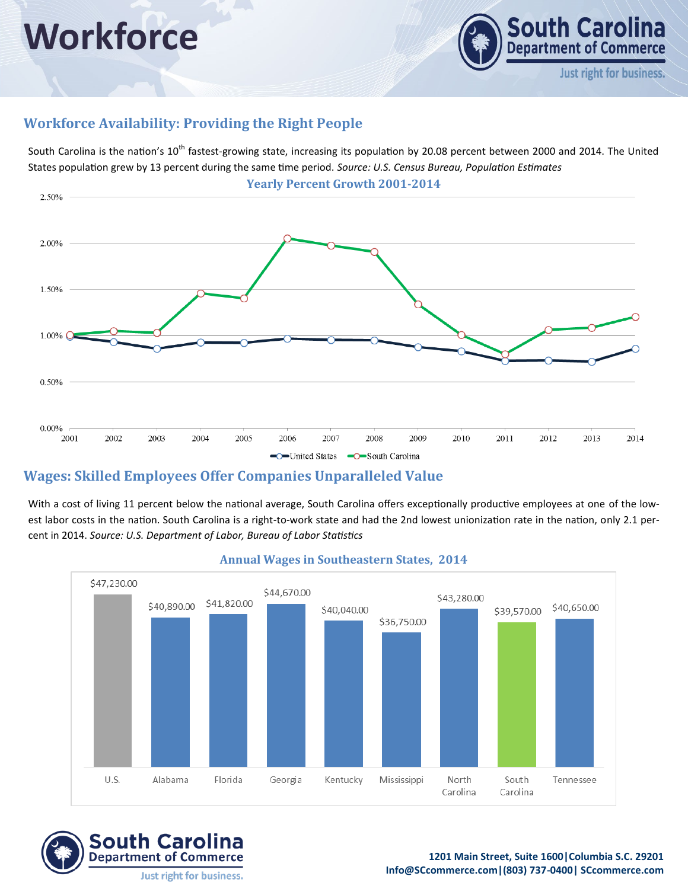# Workforce

## Workforce Availability: Providing the Right People

South Carolina is the nation's 10th fastest-growing state, increasing its population by 20.08 percent between 2000 and 2014. The United States population grew by 13 percent during the same time period. *Source: U.S. Census Bureau, Population Estimates*

**Yearly Percent Growth 2001-2014**

## Wages: Skilled Employees Offer Companies Unparalleled Value

With a cost of living 11 percent below the national average, South Carolina offers exceptionally productive employees at one of the lowest labor costs in the nation. South Carolina is a right-to-work state and had the 2nd lowest unionization rate in the nation, only 2.1 percent in 2014. *Source: U.S. Department of Labor, Bureau of Labor Statistics*

**Annual Wages in Southeastern States, 2014**

| State | Annual Wage |
| --- | --- |
| U.S. | $47,230.00 |
| Alabama | $40,890.00 |
| Florida | $41,820.00 |
| Georgia | $44,670.00 |
| Kentucky | $40,040.00 |
| Mississippi | $36,750.00 |
| North Carolina | $43,280.00 |
| South Carolina | $39,570.00 |
| Tennessee | $40,650.00 |

**South Carolina Department of Commerce**
Just right for business.

**1201 Main Street, Suite 1600 | Columbia S.C. 29201**
**Info@SCcommerce.com | (803) 737-0400 | SCcommerce.com**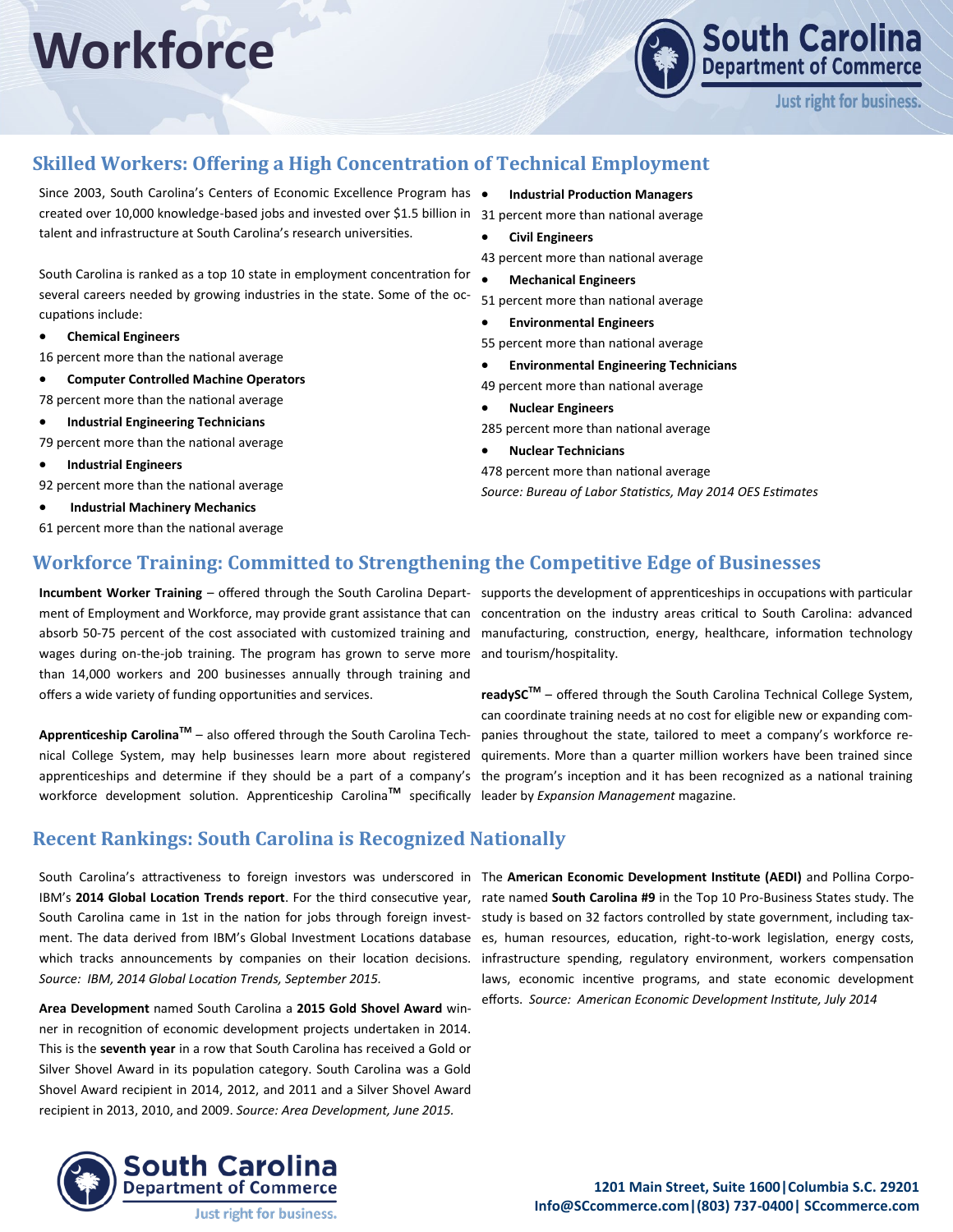# Workforce

## Skilled Workers: Offering a High Concentration of Technical Employment

Since 2003, South Carolina's Centers of Economic Excellence Program has created over 10,000 knowledge-based jobs and invested over $1.5 billion in talent and infrastructure at South Carolina's research universities.

South Carolina is ranked as a top 10 state in employment concentration for several careers needed by growing industries in the state. Some of the occupations include:

- **Chemical Engineers**

16 percent more than the national average

- **Computer Controlled Machine Operators**

78 percent more than the national average

- **Industrial Engineering Technicians**

79 percent more than the national average

- **Industrial Engineers**

92 percent more than the national average

- **Industrial Machinery Mechanics**

61 percent more than the national average

- **Industrial Production Managers**

31 percent more than national average

- **Civil Engineers**

43 percent more than national average

- **Mechanical Engineers**

51 percent more than national average

- **Environmental Engineers**

55 percent more than national average

- **Environmental Engineering Technicians**

49 percent more than national average

- **Nuclear Engineers**

285 percent more than national average

- **Nuclear Technicians**

478 percent more than national average

*Source: Bureau of Labor Statistics, May 2014 OES Estimates*

## Workforce Training: Committed to Strengthening the Competitive Edge of Businesses

**Incumbent Worker Training** – offered through the South Carolina Department of Employment and Workforce, may provide grant assistance that can absorb 50-75 percent of the cost associated with customized training and wages during on-the-job training. The program has grown to serve more than 14,000 workers and 200 businesses annually through training and offers a wide variety of funding opportunities and services.

**Apprenticeship Carolina™** – also offered through the South Carolina Technical College System, may help businesses learn more about registered apprenticeships and determine if they should be a part of a company's workforce development solution. Apprenticeship Carolina™ specifically supports the development of apprenticeships in occupations with particular concentration on the industry areas critical to South Carolina: advanced manufacturing, construction, energy, healthcare, information technology and tourism/hospitality.

**readySC™** – offered through the South Carolina Technical College System, can coordinate training needs at no cost for eligible new or expanding companies throughout the state, tailored to meet a company's workforce requirements. More than a quarter million workers have been trained since the program's inception and it has been recognized as a national training leader by *Expansion Management* magazine.

## Recent Rankings: South Carolina is Recognized Nationally

South Carolina's attractiveness to foreign investors was underscored in IBM's **2014 Global Location Trends report**. For the third consecutive year, South Carolina came in 1st in the nation for jobs through foreign investment. The data derived from IBM's Global Investment Locations database which tracks announcements by companies on their location decisions. *Source: IBM, 2014 Global Location Trends, September 2015.*

**Area Development** named South Carolina a **2015 Gold Shovel Award** winner in recognition of economic development projects undertaken in 2014. This is the **seventh year** in a row that South Carolina has received a Gold or Silver Shovel Award in its population category. South Carolina was a Gold Shovel Award recipient in 2014, 2012, and 2011 and a Silver Shovel Award recipient in 2013, 2010, and 2009. *Source: Area Development, June 2015.*

The **American Economic Development Institute (AEDI)** and Pollina Corporate named **South Carolina #9** in the Top 10 Pro-Business States study. The study is based on 32 factors controlled by state government, including taxes, human resources, education, right-to-work legislation, energy costs, infrastructure spending, regulatory environment, workers compensation laws, economic incentive programs, and state economic development efforts. *Source: American Economic Development Institute, July 2014*

South Carolina Department of Commerce
Just right for business.

**1201 Main Street, Suite 1600|Columbia S.C. 29201**
**Info@SCcommerce.com|(803) 737-0400| SCcommerce.com**